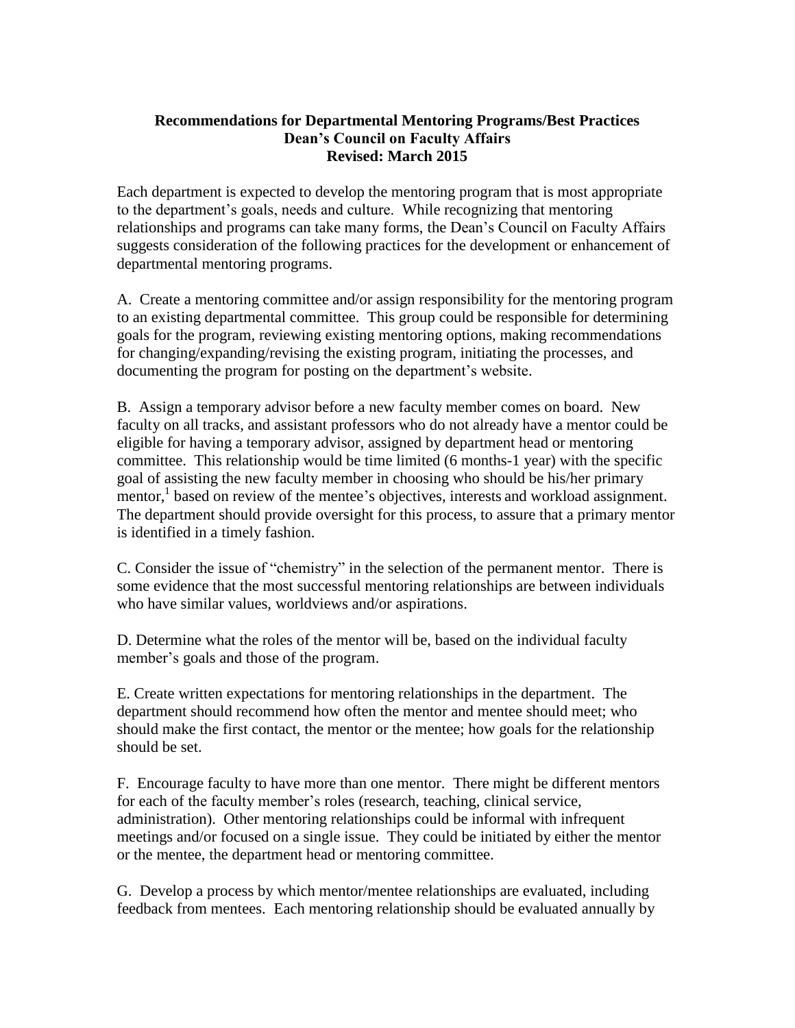**Recommendations for Departmental Mentoring Programs/Best Practices**
**Dean's Council on Faculty Affairs**
**Revised: March 2015**

Each department is expected to develop the mentoring program that is most appropriate to the department's goals, needs and culture. While recognizing that mentoring relationships and programs can take many forms, the Dean's Council on Faculty Affairs suggests consideration of the following practices for the development or enhancement of departmental mentoring programs.

A. Create a mentoring committee and/or assign responsibility for the mentoring program to an existing departmental committee. This group could be responsible for determining goals for the program, reviewing existing mentoring options, making recommendations for changing/expanding/revising the existing program, initiating the processes, and documenting the program for posting on the department's website.

B. Assign a temporary advisor before a new faculty member comes on board. New faculty on all tracks, and assistant professors who do not already have a mentor could be eligible for having a temporary advisor, assigned by department head or mentoring committee. This relationship would be time limited (6 months-1 year) with the specific goal of assisting the new faculty member in choosing who should be his/her primary mentor,[1] based on review of the mentee's objectives, interests and workload assignment. The department should provide oversight for this process, to assure that a primary mentor is identified in a timely fashion.

C. Consider the issue of "chemistry" in the selection of the permanent mentor. There is some evidence that the most successful mentoring relationships are between individuals who have similar values, worldviews and/or aspirations.

D. Determine what the roles of the mentor will be, based on the individual faculty member's goals and those of the program.

E. Create written expectations for mentoring relationships in the department. The department should recommend how often the mentor and mentee should meet; who should make the first contact, the mentor or the mentee; how goals for the relationship should be set.

F. Encourage faculty to have more than one mentor. There might be different mentors for each of the faculty member's roles (research, teaching, clinical service, administration). Other mentoring relationships could be informal with infrequent meetings and/or focused on a single issue. They could be initiated by either the mentor or the mentee, the department head or mentoring committee.

G. Develop a process by which mentor/mentee relationships are evaluated, including feedback from mentees. Each mentoring relationship should be evaluated annually by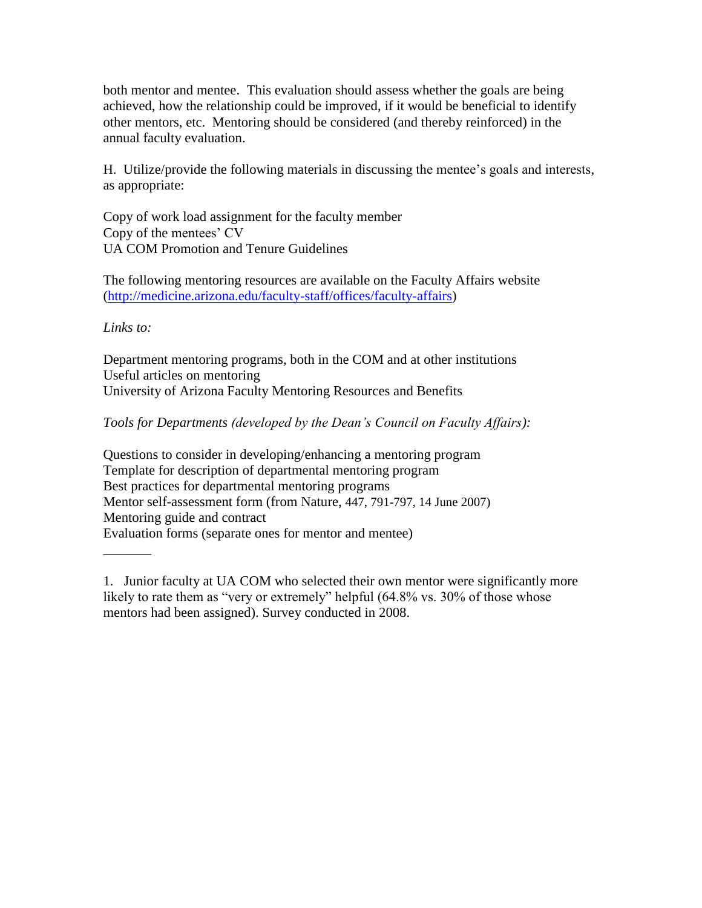both mentor and mentee. This evaluation should assess whether the goals are being achieved, how the relationship could be improved, if it would be beneficial to identify other mentors, etc. Mentoring should be considered (and thereby reinforced) in the annual faculty evaluation.

H. Utilize/provide the following materials in discussing the mentee's goals and interests, as appropriate:

Copy of work load assignment for the faculty member
Copy of the mentees' CV
UA COM Promotion and Tenure Guidelines

The following mentoring resources are available on the Faculty Affairs website (http://medicine.arizona.edu/faculty-staff/offices/faculty-affairs)

*Links to:*

Department mentoring programs, both in the COM and at other institutions
Useful articles on mentoring
University of Arizona Faculty Mentoring Resources and Benefits

*Tools for Departments (developed by the Dean's Council on Faculty Affairs):*

Questions to consider in developing/enhancing a mentoring program
Template for description of departmental mentoring program
Best practices for departmental mentoring programs
Mentor self-assessment form (from Nature, 447, 791-797, 14 June 2007)
Mentoring guide and contract
Evaluation forms (separate ones for mentor and mentee)

---

1. Junior faculty at UA COM who selected their own mentor were significantly more likely to rate them as "very or extremely" helpful (64.8% vs. 30% of those whose mentors had been assigned). Survey conducted in 2008.